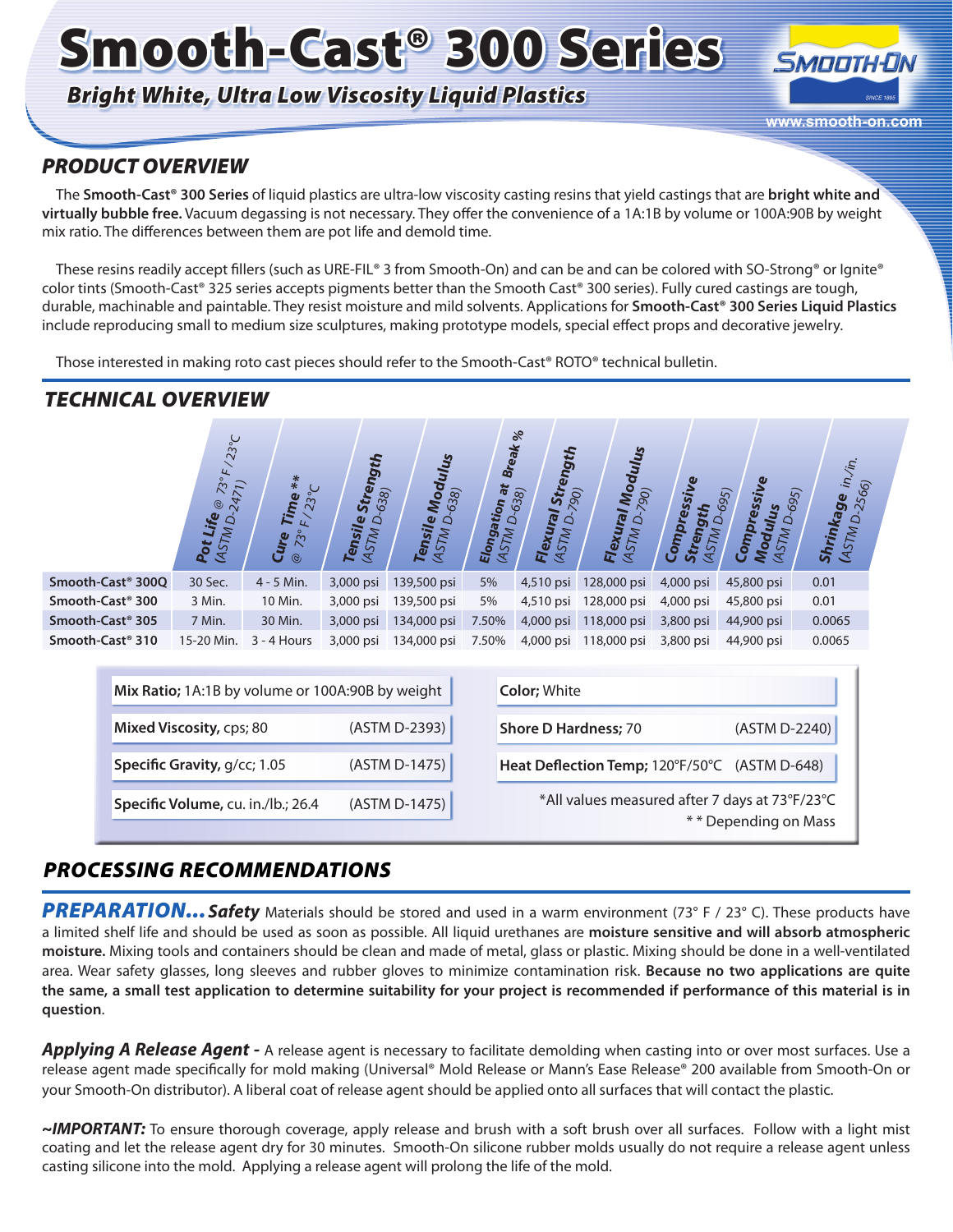# Smooth-Cast® 300 Series

## *Bright White, Ultra Low Viscosity Liquid Plastics*

www.smooth-on.com

## *PRODUCT OVERVIEW*

The **Smooth-Cast® 300 Series** of liquid plastics are ultra-low viscosity casting resins that yield castings that are **bright white and virtually bubble free.** Vacuum degassing is not necessary. They offer the convenience of a 1A:1B by volume or 100A:90B by weight mix ratio. The differences between them are pot life and demold time.

These resins readily accept fillers (such as URE-FIL® 3 from Smooth-On) and can be and can be colored with SO-Strong® or Ignite® color tints (Smooth-Cast® 325 series accepts pigments better than the Smooth Cast® 300 series). Fully cured castings are tough, durable, machinable and paintable. They resist moisture and mild solvents. Applications for **Smooth-Cast® 300 Series Liquid Plastics** include reproducing small to medium size sculptures, making prototype models, special effect props and decorative jewelry.

Those interested in making roto cast pieces should refer to the Smooth-Cast® ROTO® technical bulletin.

## *TECHNICAL OVERVIEW*

| | Pot Life @ 73° F / 23°C (ASTM D-2471) | Cure Time ** @ 73° F / 23°C | Tensile Strength (ASTM D-638) | Tensile Modulus (ASTM D-638) | Elongation at Break % (ASTM D-638) | Flexural Strength (ASTM D-790) | Flexural Modulus (ASTM D-790) | Compressive Strength (ASTM D-695) | Compressive Modulus (ASTM D-695) | Shrinkage in./in. (ASTM D-2566) |
|---|---|---|---|---|---|---|---|---|---|---|
| **Smooth-Cast® 300Q** | 30 Sec. | 4 - 5 Min. | 3,000 psi | 139,500 psi | 5% | 4,510 psi | 128,000 psi | 4,000 psi | 45,800 psi | 0.01 |
| **Smooth-Cast® 300** | 3 Min. | 10 Min. | 3,000 psi | 139,500 psi | 5% | 4,510 psi | 128,000 psi | 4,000 psi | 45,800 psi | 0.01 |
| **Smooth-Cast® 305** | 7 Min. | 30 Min. | 3,000 psi | 134,000 psi | 7.50% | 4,000 psi | 118,000 psi | 3,800 psi | 44,900 psi | 0.0065 |
| **Smooth-Cast® 310** | 15-20 Min. | 3 - 4 Hours | 3,000 psi | 134,000 psi | 7.50% | 4,000 psi | 118,000 psi | 3,800 psi | 44,900 psi | 0.0065 |

**Mix Ratio;** 1A:1B by volume or 100A:90B by weight

**Mixed Viscosity,** cps; 80 (ASTM D-2393)

**Specific Gravity,** g/cc; 1.05 (ASTM D-1475)

**Specific Volume,** cu. in./lb.; 26.4 (ASTM D-1475)

**Color;** White

**Shore D Hardness;** 70 (ASTM D-2240)

**Heat Deflection Temp;** 120°F/50°C (ASTM D-648)

*All values measured after 7 days at 73°F/23°C

* * Depending on Mass

## *PROCESSING RECOMMENDATIONS*

***PREPARATION...*** ***Safety*** Materials should be stored and used in a warm environment (73° F / 23° C). These products have a limited shelf life and should be used as soon as possible. All liquid urethanes are **moisture sensitive and will absorb atmospheric moisture.** Mixing tools and containers should be clean and made of metal, glass or plastic. Mixing should be done in a well-ventilated area. Wear safety glasses, long sleeves and rubber gloves to minimize contamination risk. **Because no two applications are quite the same, a small test application to determine suitability for your project is recommended if performance of this material is in question**.

***Applying A Release Agent -*** A release agent is necessary to facilitate demolding when casting into or over most surfaces. Use a release agent made specifically for mold making (Universal® Mold Release or Mann's Ease Release® 200 available from Smooth-On or your Smooth-On distributor). A liberal coat of release agent should be applied onto all surfaces that will contact the plastic.

***~IMPORTANT:*** To ensure thorough coverage, apply release and brush with a soft brush over all surfaces. Follow with a light mist coating and let the release agent dry for 30 minutes. Smooth-On silicone rubber molds usually do not require a release agent unless casting silicone into the mold. Applying a release agent will prolong the life of the mold.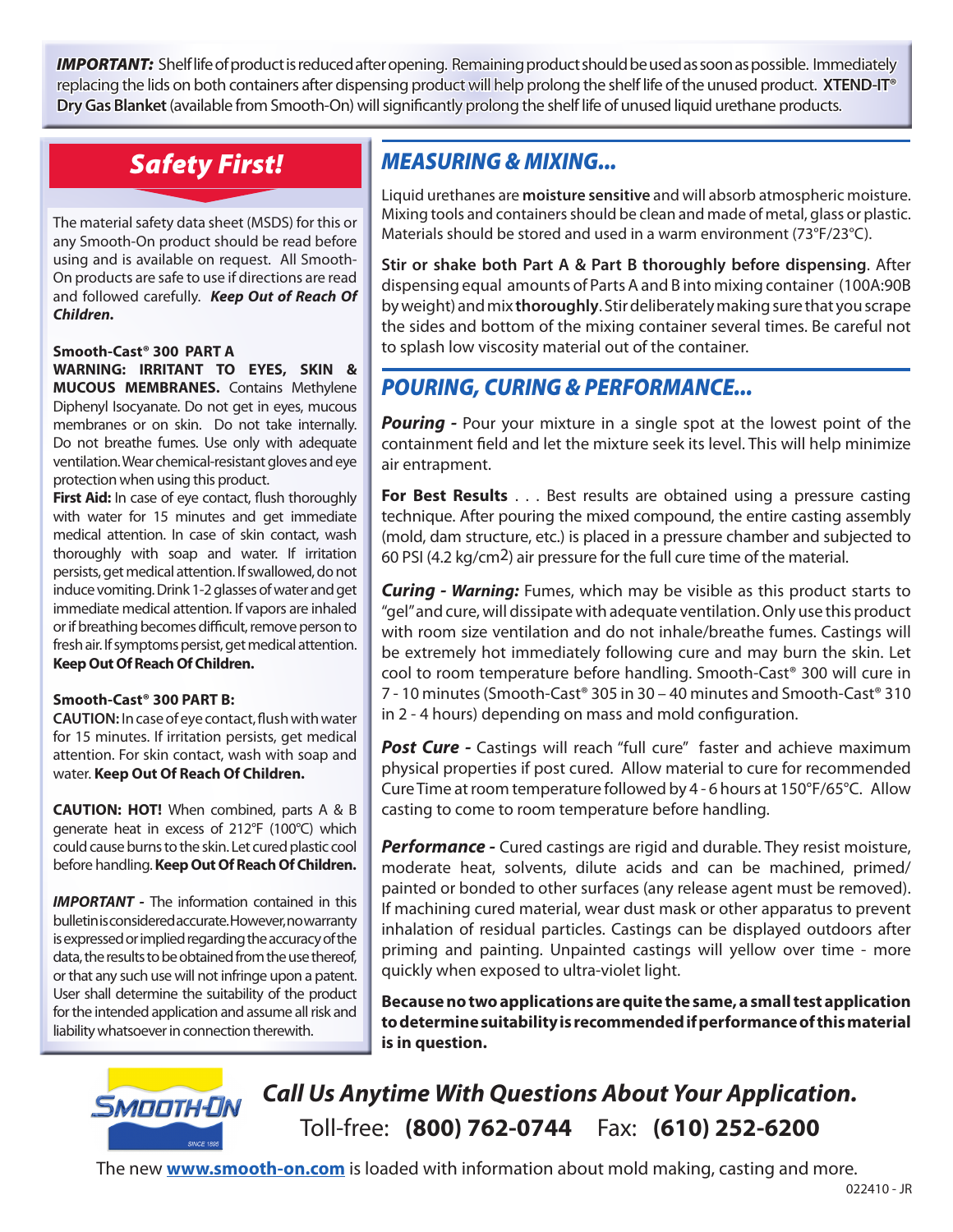***IMPORTANT:*** Shelf life of product is reduced after opening. Remaining product should be used as soon as possible. Immediately replacing the lids on both containers after dispensing product will help prolong the shelf life of the unused product. **XTEND-IT® Dry Gas Blanket** (available from Smooth-On) will significantly prolong the shelf life of unused liquid urethane products.

## Safety First!

The material safety data sheet (MSDS) for this or any Smooth-On product should be read before using and is available on request. All Smooth-On products are safe to use if directions are read and followed carefully. ***Keep Out of Reach Of Children.***

**Smooth-Cast® 300 PART A**
**WARNING: IRRITANT TO EYES, SKIN & MUCOUS MEMBRANES.** Contains Methylene Diphenyl Isocyanate. Do not get in eyes, mucous membranes or on skin. Do not take internally. Do not breathe fumes. Use only with adequate ventilation. Wear chemical-resistant gloves and eye protection when using this product.
**First Aid:** In case of eye contact, flush thoroughly with water for 15 minutes and get immediate medical attention. In case of skin contact, wash thoroughly with soap and water. If irritation persists, get medical attention. If swallowed, do not induce vomiting. Drink 1-2 glasses of water and get immediate medical attention. If vapors are inhaled or if breathing becomes difficult, remove person to fresh air. If symptoms persist, get medical attention. **Keep Out Of Reach Of Children.**

**Smooth-Cast® 300 PART B:**
**CAUTION:** In case of eye contact, flush with water for 15 minutes. If irritation persists, get medical attention. For skin contact, wash with soap and water. **Keep Out Of Reach Of Children.**

**CAUTION: HOT!** When combined, parts A & B generate heat in excess of 212°F (100°C) which could cause burns to the skin. Let cured plastic cool before handling. **Keep Out Of Reach Of Children.**

***IMPORTANT*** - The information contained in this bulletin is considered accurate. However, no warranty is expressed or implied regarding the accuracy of the data, the results to be obtained from the use thereof, or that any such use will not infringe upon a patent. User shall determine the suitability of the product for the intended application and assume all risk and liability whatsoever in connection therewith.

## MEASURING & MIXING...

Liquid urethanes are **moisture sensitive** and will absorb atmospheric moisture. Mixing tools and containers should be clean and made of metal, glass or plastic. Materials should be stored and used in a warm environment (73°F/23°C).

**Stir or shake both Part A & Part B thoroughly before dispensing**. After dispensing equal amounts of Parts A and B into mixing container (100A:90B by weight) and mix **thoroughly**. Stir deliberately making sure that you scrape the sides and bottom of the mixing container several times. Be careful not to splash low viscosity material out of the container.

## POURING, CURING & PERFORMANCE...

***Pouring -*** Pour your mixture in a single spot at the lowest point of the containment field and let the mixture seek its level. This will help minimize air entrapment.

**For Best Results** . . . Best results are obtained using a pressure casting technique. After pouring the mixed compound, the entire casting assembly (mold, dam structure, etc.) is placed in a pressure chamber and subjected to 60 PSI (4.2 kg/cm2) air pressure for the full cure time of the material.

***Curing - Warning:*** Fumes, which may be visible as this product starts to "gel" and cure, will dissipate with adequate ventilation. Only use this product with room size ventilation and do not inhale/breathe fumes. Castings will be extremely hot immediately following cure and may burn the skin. Let cool to room temperature before handling. Smooth-Cast® 300 will cure in 7 - 10 minutes (Smooth-Cast® 305 in 30 – 40 minutes and Smooth-Cast® 310 in 2 - 4 hours) depending on mass and mold configuration.

***Post Cure -*** Castings will reach "full cure" faster and achieve maximum physical properties if post cured. Allow material to cure for recommended Cure Time at room temperature followed by 4 - 6 hours at 150°F/65°C. Allow casting to come to room temperature before handling.

***Performance -*** Cured castings are rigid and durable. They resist moisture, moderate heat, solvents, dilute acids and can be machined, primed/painted or bonded to other surfaces (any release agent must be removed). If machining cured material, wear dust mask or other apparatus to prevent inhalation of residual particles. Castings can be displayed outdoors after priming and painting. Unpainted castings will yellow over time - more quickly when exposed to ultra-violet light.

**Because no two applications are quite the same, a small test application to determine suitability is recommended if performance of this material is in question.**

SMOOTH-ON SINCE 1895

***Call Us Anytime With Questions About Your Application.***
Toll-free: **(800) 762-0744** Fax: **(610) 252-6200**

The new **www.smooth-on.com** is loaded with information about mold making, casting and more.

022410 - JR